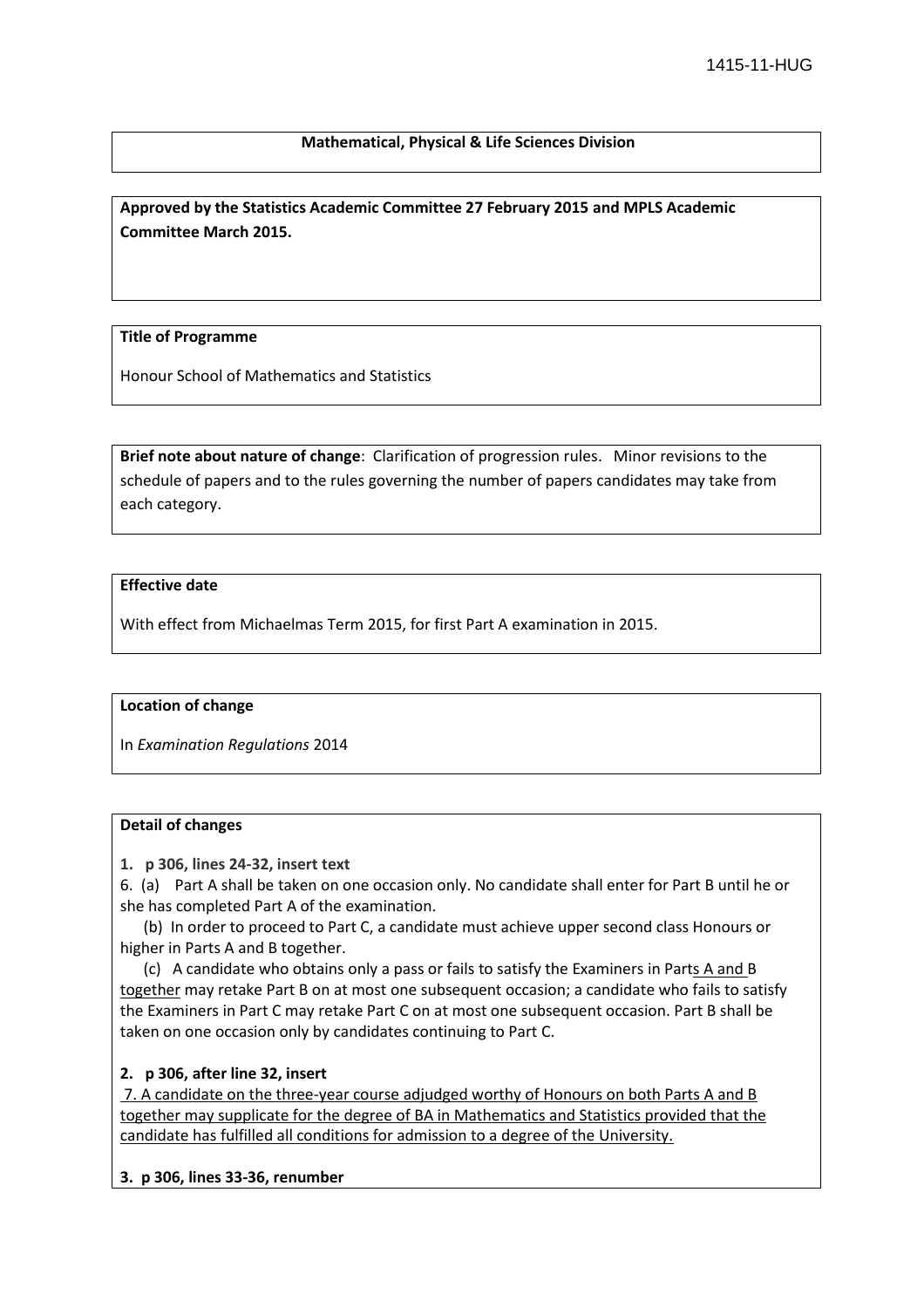1415-11-HUG

**Mathematical, Physical & Life Sciences Division**

**Approved by the Statistics Academic Committee 27 February 2015 and MPLS Academic Committee March 2015.**

**Title of Programme**

Honour School of Mathematics and Statistics

**Brief note about nature of change**: Clarification of progression rules. Minor revisions to the schedule of papers and to the rules governing the number of papers candidates may take from each category.

**Effective date**

With effect from Michaelmas Term 2015, for first Part A examination in 2015.

**Location of change**

In *Examination Regulations* 2014

**Detail of changes**

**1. p 306, lines 24-32, insert text**

6. (a) Part A shall be taken on one occasion only. No candidate shall enter for Part B until he or she has completed Part A of the examination.

(b) In order to proceed to Part C, a candidate must achieve upper second class Honours or higher in Parts A and B together.

(c) A candidate who obtains only a pass or fails to satisfy the Examiners in Part<u>s A and</u> B <u>together</u> may retake Part B on at most one subsequent occasion; a candidate who fails to satisfy the Examiners in Part C may retake Part C on at most one subsequent occasion. Part B shall be taken on one occasion only by candidates continuing to Part C.

**2. p 306, after line 32, insert**

<u>7. A candidate on the three-year course adjudged worthy of Honours on both Parts A and B together may supplicate for the degree of BA in Mathematics and Statistics provided that the candidate has fulfilled all conditions for admission to a degree of the University.</u>

**3. p 306, lines 33-36, renumber**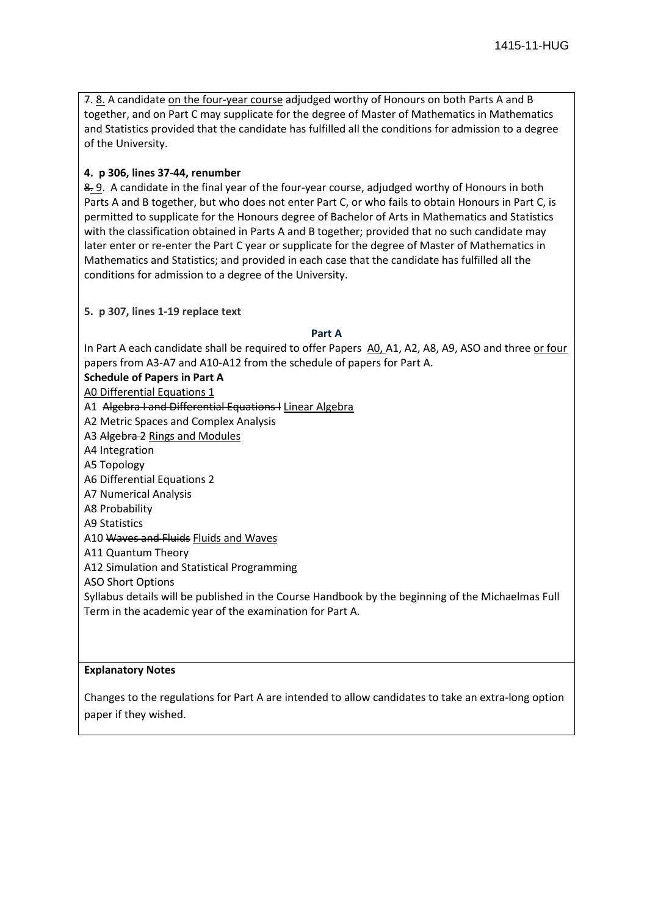~~7.~~ <u>8.</u> A candidate <u>on the four-year course</u> adjudged worthy of Honours on both Parts A and B together, and on Part C may supplicate for the degree of Master of Mathematics in Mathematics and Statistics provided that the candidate has fulfilled all the conditions for admission to a degree of the University.

**4. p 306, lines 37-44, renumber**

~~8.~~ <u>9</u>. A candidate in the final year of the four-year course, adjudged worthy of Honours in both Parts A and B together, but who does not enter Part C, or who fails to obtain Honours in Part C, is permitted to supplicate for the Honours degree of Bachelor of Arts in Mathematics and Statistics with the classification obtained in Parts A and B together; provided that no such candidate may later enter or re-enter the Part C year or supplicate for the degree of Master of Mathematics in Mathematics and Statistics; and provided in each case that the candidate has fulfilled all the conditions for admission to a degree of the University.

**5. p 307, lines 1-19 replace text**

**Part A**

In Part A each candidate shall be required to offer Papers <u>A0,</u> A1, A2, A8, A9, ASO and three <u>or four</u> papers from A3-A7 and A10-A12 from the schedule of papers for Part A.

**Schedule of Papers in Part A**

<u>A0 Differential Equations 1</u>
A1 ~~Algebra I and Differential Equations I~~ <u>Linear Algebra</u>
A2 Metric Spaces and Complex Analysis
A3 ~~Algebra 2~~ <u>Rings and Modules</u>
A4 Integration
A5 Topology
A6 Differential Equations 2
A7 Numerical Analysis
A8 Probability
A9 Statistics
A10 ~~Waves and Fluids~~ <u>Fluids and Waves</u>
A11 Quantum Theory
A12 Simulation and Statistical Programming
ASO Short Options

Syllabus details will be published in the Course Handbook by the beginning of the Michaelmas Full Term in the academic year of the examination for Part A.

**Explanatory Notes**

Changes to the regulations for Part A are intended to allow candidates to take an extra-long option paper if they wished.